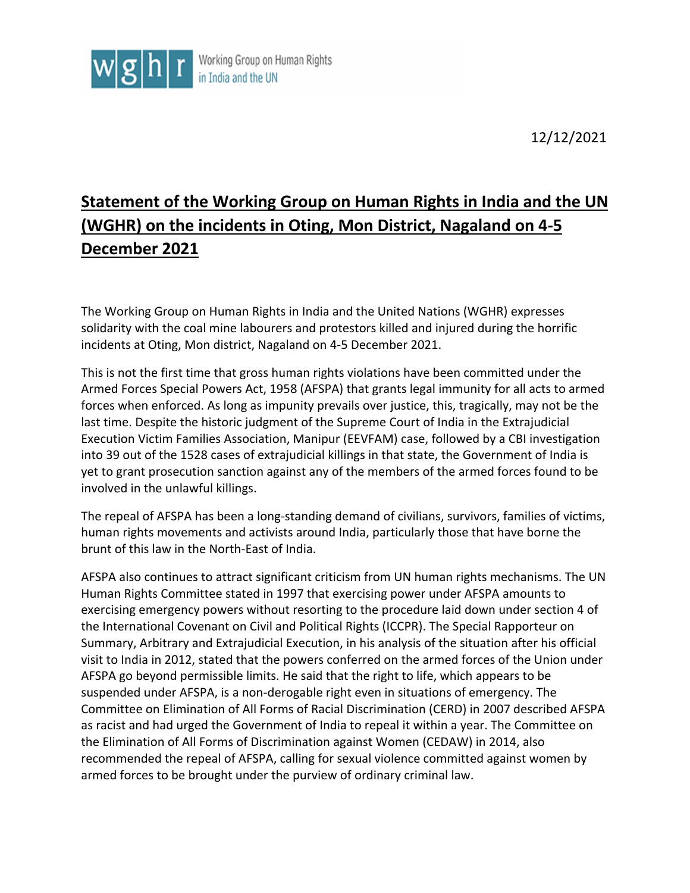Working Group on Human Rights in India and the UN

12/12/2021

# Statement of the Working Group on Human Rights in India and the UN (WGHR) on the incidents in Oting, Mon District, Nagaland on 4-5 December 2021

The Working Group on Human Rights in India and the United Nations (WGHR) expresses solidarity with the coal mine labourers and protestors killed and injured during the horrific incidents at Oting, Mon district, Nagaland on 4-5 December 2021.

This is not the first time that gross human rights violations have been committed under the Armed Forces Special Powers Act, 1958 (AFSPA) that grants legal immunity for all acts to armed forces when enforced. As long as impunity prevails over justice, this, tragically, may not be the last time. Despite the historic judgment of the Supreme Court of India in the Extrajudicial Execution Victim Families Association, Manipur (EEVFAM) case, followed by a CBI investigation into 39 out of the 1528 cases of extrajudicial killings in that state, the Government of India is yet to grant prosecution sanction against any of the members of the armed forces found to be involved in the unlawful killings.

The repeal of AFSPA has been a long-standing demand of civilians, survivors, families of victims, human rights movements and activists around India, particularly those that have borne the brunt of this law in the North-East of India.

AFSPA also continues to attract significant criticism from UN human rights mechanisms. The UN Human Rights Committee stated in 1997 that exercising power under AFSPA amounts to exercising emergency powers without resorting to the procedure laid down under section 4 of the International Covenant on Civil and Political Rights (ICCPR). The Special Rapporteur on Summary, Arbitrary and Extrajudicial Execution, in his analysis of the situation after his official visit to India in 2012, stated that the powers conferred on the armed forces of the Union under AFSPA go beyond permissible limits. He said that the right to life, which appears to be suspended under AFSPA, is a non-derogable right even in situations of emergency. The Committee on Elimination of All Forms of Racial Discrimination (CERD) in 2007 described AFSPA as racist and had urged the Government of India to repeal it within a year. The Committee on the Elimination of All Forms of Discrimination against Women (CEDAW) in 2014, also recommended the repeal of AFSPA, calling for sexual violence committed against women by armed forces to be brought under the purview of ordinary criminal law.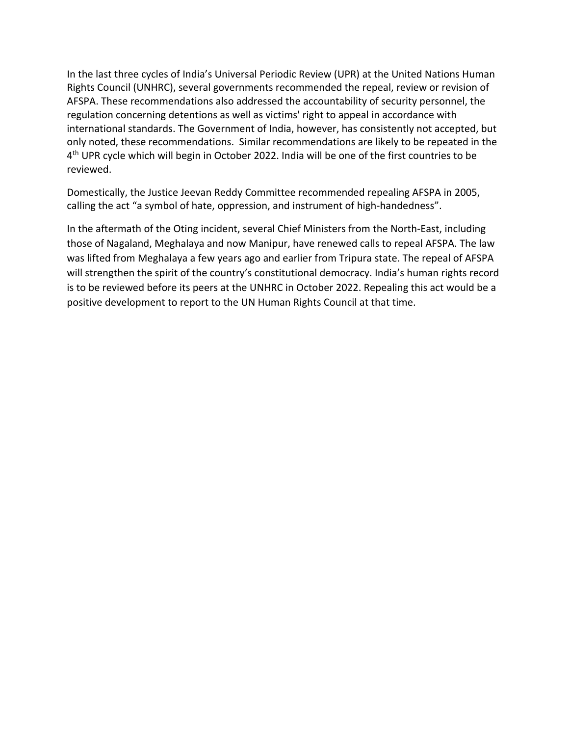In the last three cycles of India's Universal Periodic Review (UPR) at the United Nations Human Rights Council (UNHRC), several governments recommended the repeal, review or revision of AFSPA. These recommendations also addressed the accountability of security personnel, the regulation concerning detentions as well as victims' right to appeal in accordance with international standards. The Government of India, however, has consistently not accepted, but only noted, these recommendations. Similar recommendations are likely to be repeated in the 4th UPR cycle which will begin in October 2022. India will be one of the first countries to be reviewed.

Domestically, the Justice Jeevan Reddy Committee recommended repealing AFSPA in 2005, calling the act "a symbol of hate, oppression, and instrument of high-handedness".

In the aftermath of the Oting incident, several Chief Ministers from the North-East, including those of Nagaland, Meghalaya and now Manipur, have renewed calls to repeal AFSPA. The law was lifted from Meghalaya a few years ago and earlier from Tripura state. The repeal of AFSPA will strengthen the spirit of the country's constitutional democracy. India's human rights record is to be reviewed before its peers at the UNHRC in October 2022. Repealing this act would be a positive development to report to the UN Human Rights Council at that time.